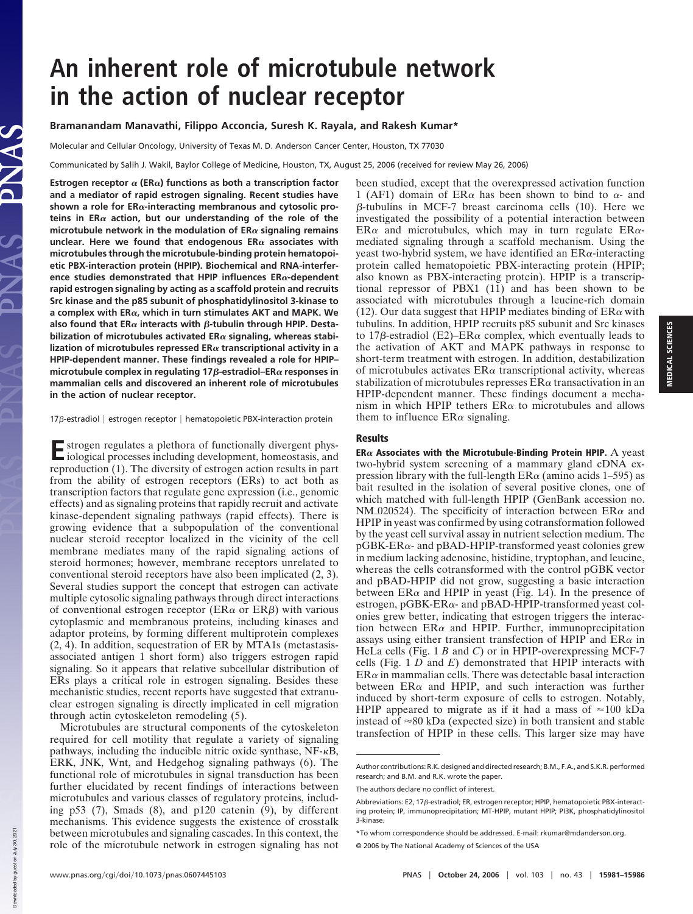# An inherent role of microtubule network in the action of nuclear receptor

**Bramanandam Manavathi, Filippo Acconcia, Suresh K. Rayala, and Rakesh Kumar***

Molecular and Cellular Oncology, University of Texas M. D. Anderson Cancer Center, Houston, TX 77030

Communicated by Salih J. Wakil, Baylor College of Medicine, Houston, TX, August 25, 2006 (received for review May 26, 2006)

**Estrogen receptor α (ERα) functions as both a transcription factor and a mediator of rapid estrogen signaling. Recent studies have shown a role for ERα-interacting membranous and cytosolic proteins in ERα action, but our understanding of the role of the microtubule network in the modulation of ERα signaling remains unclear. Here we found that endogenous ERα associates with microtubules through the microtubule-binding protein hematopoietic PBX-interaction protein (HPIP). Biochemical and RNA-interference studies demonstrated that HPIP influences ERα-dependent rapid estrogen signaling by acting as a scaffold protein and recruits Src kinase and the p85 subunit of phosphatidylinositol 3-kinase to a complex with ERα, which in turn stimulates AKT and MAPK. We also found that ERα interacts with β-tubulin through HPIP. Destabilization of microtubules activated ERα signaling, whereas stabilization of microtubules repressed ERα transcriptional activity in a HPIP-dependent manner. These findings revealed a role for HPIP–microtubule complex in regulating 17β-estradiol–ERα responses in mammalian cells and discovered an inherent role of microtubules in the action of nuclear receptor.**

17β-estradiol | estrogen receptor | hematopoietic PBX-interaction protein

Estrogen regulates a plethora of functionally divergent physiological processes including development, homeostasis, and reproduction (1). The diversity of estrogen action results in part from the ability of estrogen receptors (ERs) to act both as transcription factors that regulate gene expression (i.e., genomic effects) and as signaling proteins that rapidly recruit and activate kinase-dependent signaling pathways (rapid effects). There is growing evidence that a subpopulation of the conventional nuclear steroid receptor localized in the vicinity of the cell membrane mediates many of the rapid signaling actions of steroid hormones; however, membrane receptors unrelated to conventional steroid receptors have also been implicated (2, 3). Several studies support the concept that estrogen can activate multiple cytosolic signaling pathways through direct interactions of conventional estrogen receptor (ERα or ERβ) with various cytoplasmic and membranous proteins, including kinases and adaptor proteins, by forming different multiprotein complexes (2, 4). In addition, sequestration of ER by MTA1s (metastasis-associated antigen 1 short form) also triggers estrogen rapid signaling. So it appears that relative subcellular distribution of ERs plays a critical role in estrogen signaling. Besides these mechanistic studies, recent reports have suggested that extranuclear estrogen signaling is directly implicated in cell migration through actin cytoskeleton remodeling (5).

Microtubules are structural components of the cytoskeleton required for cell motility that regulate a variety of signaling pathways, including the inducible nitric oxide synthase, NF-κB, ERK, JNK, Wnt, and Hedgehog signaling pathways (6). The functional role of microtubules in signal transduction has been further elucidated by recent findings of interactions between microtubules and various classes of regulatory proteins, including p53 (7), Smads (8), and p120 catenin (9), by different mechanisms. This evidence suggests the existence of crosstalk between microtubules and signaling cascades. In this context, the role of the microtubule network in estrogen signaling has not been studied, except that the overexpressed activation function 1 (AF1) domain of ERα has been shown to bind to α- and β-tubulins in MCF-7 breast carcinoma cells (10). Here we investigated the possibility of a potential interaction between ERα and microtubules, which may in turn regulate ERα-mediated signaling through a scaffold mechanism. Using the yeast two-hybrid system, we have identified an ERα-interacting protein called hematopoietic PBX-interacting protein (HPIP; also known as PBX-interacting protein). HPIP is a transcriptional repressor of PBX1 (11) and has been shown to be associated with microtubules through a leucine-rich domain (12). Our data suggest that HPIP mediates binding of ERα with tubulins. In addition, HPIP recruits p85 subunit and Src kinases to 17β-estradiol (E2)–ERα complex, which eventually leads to the activation of AKT and MAPK pathways in response to short-term treatment with estrogen. In addition, destabilization of microtubules activates ERα transcriptional activity, whereas stabilization of microtubules represses ERα transactivation in an HPIP-dependent manner. These findings document a mechanism in which HPIP tethers ERα to microtubules and allows them to influence ERα signaling.

## Results

**ERα Associates with the Microtubule-Binding Protein HPIP.** A yeast two-hybrid system screening of a mammary gland cDNA expression library with the full-length ERα (amino acids 1–595) as bait resulted in the isolation of several positive clones, one of which matched with full-length HPIP (GenBank accession no. NM_020524). The specificity of interaction between ERα and HPIP in yeast was confirmed by using cotransformation followed by the yeast cell survival assay in nutrient selection medium. The pGBK-ERα- and pBAD-HPIP-transformed yeast colonies grew in medium lacking adenosine, histidine, tryptophan, and leucine, whereas the cells cotransformed with the control pGBK vector and pBAD-HPIP did not grow, suggesting a basic interaction between ERα and HPIP in yeast (Fig. 1*A*). In the presence of estrogen, pGBK-ERα- and pBAD-HPIP-transformed yeast colonies grew better, indicating that estrogen triggers the interaction between ERα and HPIP. Further, immunoprecipitation assays using either transient transfection of HPIP and ERα in HeLa cells (Fig. 1 *B* and *C*) or in HPIP-overexpressing MCF-7 cells (Fig. 1 *D* and *E*) demonstrated that HPIP interacts with ERα in mammalian cells. There was detectable basal interaction between ERα and HPIP, and such interaction was further induced by short-term exposure of cells to estrogen. Notably, HPIP appeared to migrate as if it had a mass of ≈100 kDa instead of ≈80 kDa (expected size) in both transient and stable transfection of HPIP in these cells. This larger size may have

---

Author contributions: R.K. designed and directed research; B.M., F.A., and S.K.R. performed research; and B.M. and R.K. wrote the paper.

The authors declare no conflict of interest.

Abbreviations: E2, 17β-estradiol; ER, estrogen receptor; HPIP, hematopoietic PBX-interacting protein; IP, immunoprecipitation; MT-HPIP, mutant HPIP; PI3K, phosphatidylinositol 3-kinase.

*To whom correspondence should be addressed. E-mail: rkumar@mdanderson.org.

© 2006 by The National Academy of Sciences of the USA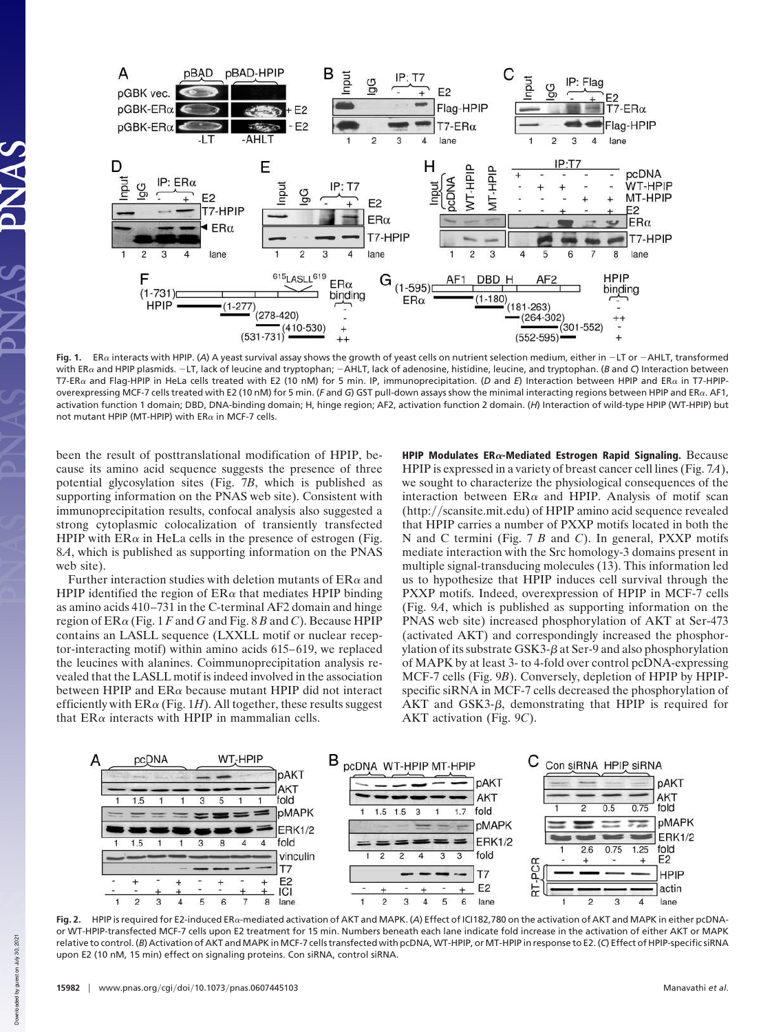**Fig. 1.** ERα interacts with HPIP. (*A*) A yeast survival assay shows the growth of yeast cells on nutrient selection medium, either in −LT or −AHLT, transformed with ERα and HPIP plasmids. −LT, lack of leucine and tryptophan; −AHLT, lack of adenosine, histidine, leucine, and tryptophan. (*B* and *C*) Interaction between T7-ERα and Flag-HPIP in HeLa cells treated with E2 (10 nM) for 5 min. IP, immunoprecipitation. (*D* and *E*) Interaction between HPIP and ERα in T7-HPIP-overexpressing MCF-7 cells treated with E2 (10 nM) for 5 min. (*F* and *G*) GST pull-down assays show the minimal interacting regions between HPIP and ERα. AF1, activation function 1 domain; DBD, DNA-binding domain; H, hinge region; AF2, activation function 2 domain. (*H*) Interaction of wild-type HPIP (WT-HPIP) but not mutant HPIP (MT-HPIP) with ERα in MCF-7 cells.

been the result of posttranslational modification of HPIP, because its amino acid sequence suggests the presence of three potential glycosylation sites (Fig. 7*B*, which is published as supporting information on the PNAS web site). Consistent with immunoprecipitation results, confocal analysis also suggested a strong cytoplasmic colocalization of transiently transfected HPIP with ERα in HeLa cells in the presence of estrogen (Fig. 8*A*, which is published as supporting information on the PNAS web site).

Further interaction studies with deletion mutants of ERα and HPIP identified the region of ERα that mediates HPIP binding as amino acids 410–731 in the C-terminal AF2 domain and hinge region of ERα (Fig. 1 *F* and *G* and Fig. 8 *B* and *C*). Because HPIP contains an LASLL sequence (LXXLL motif or nuclear receptor-interacting motif) within amino acids 615–619, we replaced the leucines with alanines. Coimmunoprecipitation analysis revealed that the LASLL motif is indeed involved in the association between HPIP and ERα because mutant HPIP did not interact efficiently with ERα (Fig. 1*H*). All together, these results suggest that ERα interacts with HPIP in mammalian cells.

**HPIP Modulates ERα-Mediated Estrogen Rapid Signaling.** Because HPIP is expressed in a variety of breast cancer cell lines (Fig. 7*A*), we sought to characterize the physiological consequences of the interaction between ERα and HPIP. Analysis of motif scan (http://scansite.mit.edu) of HPIP amino acid sequence revealed that HPIP carries a number of PXXP motifs located in both the N and C termini (Fig. 7 *B* and *C*). In general, PXXP motifs mediate interaction with the Src homology-3 domains present in multiple signal-transducing molecules (13). This information led us to hypothesize that HPIP induces cell survival through the PXXP motifs. Indeed, overexpression of HPIP in MCF-7 cells (Fig. 9*A*, which is published as supporting information on the PNAS web site) increased phosphorylation of AKT at Ser-473 (activated AKT) and correspondingly increased the phosphorylation of its substrate GSK3-β at Ser-9 and also phosphorylation of MAPK by at least 3- to 4-fold over control pcDNA-expressing MCF-7 cells (Fig. 9*B*). Conversely, depletion of HPIP by HPIP-specific siRNA in MCF-7 cells decreased the phosphorylation of AKT and GSK3-β, demonstrating that HPIP is required for AKT activation (Fig. 9*C*).

**Fig. 2.** HPIP is required for E2-induced ERα-mediated activation of AKT and MAPK. (*A*) Effect of ICI182,780 on the activation of AKT and MAPK in either pcDNA- or WT-HPIP-transfected MCF-7 cells upon E2 treatment for 15 min. Numbers beneath each lane indicate fold increase in the activation of either AKT or MAPK relative to control. (*B*) Activation of AKT and MAPK in MCF-7 cells transfected with pcDNA, WT-HPIP, or MT-HPIP in response to E2. (*C*) Effect of HPIP-specific siRNA upon E2 (10 nM, 15 min) effect on signaling proteins. Con siRNA, control siRNA.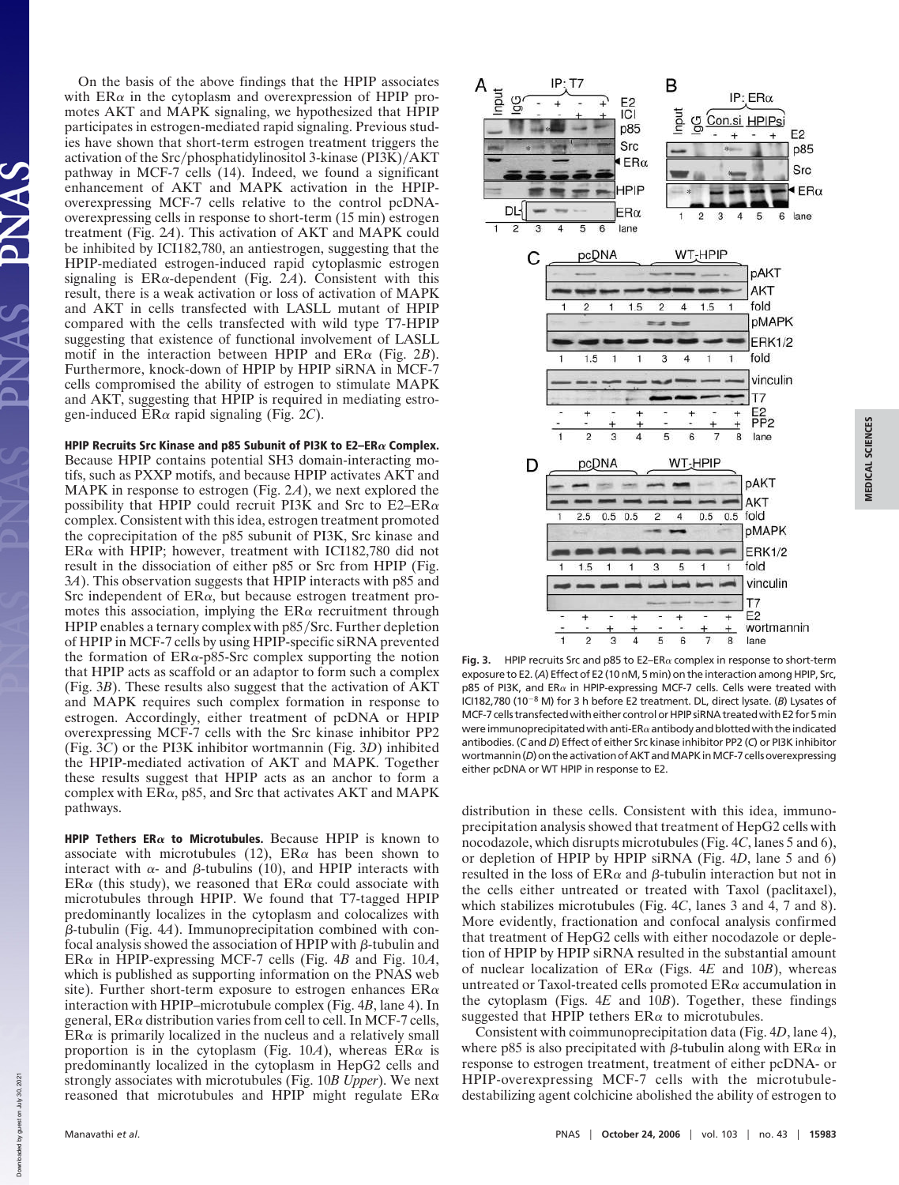On the basis of the above findings that the HPIP associates with ERα in the cytoplasm and overexpression of HPIP promotes AKT and MAPK signaling, we hypothesized that HPIP participates in estrogen-mediated rapid signaling. Previous studies have shown that short-term estrogen treatment triggers the activation of the Src/phosphatidylinositol 3-kinase (PI3K)/AKT pathway in MCF-7 cells (14). Indeed, we found a significant enhancement of AKT and MAPK activation in the HPIP-overexpressing MCF-7 cells relative to the control pcDNA-overexpressing cells in response to short-term (15 min) estrogen treatment (Fig. 2*A*). This activation of AKT and MAPK could be inhibited by ICI182,780, an antiestrogen, suggesting that the HPIP-mediated estrogen-induced rapid cytoplasmic estrogen signaling is ERα-dependent (Fig. 2*A*). Consistent with this result, there is a weak activation or loss of activation of MAPK and AKT in cells transfected with LASLL mutant of HPIP compared with the cells transfected with wild type T7-HPIP suggesting that existence of functional involvement of LASLL motif in the interaction between HPIP and ERα (Fig. 2*B*). Furthermore, knock-down of HPIP by HPIP siRNA in MCF-7 cells compromised the ability of estrogen to stimulate MAPK and AKT, suggesting that HPIP is required in mediating estrogen-induced ERα rapid signaling (Fig. 2*C*).

**HPIP Recruits Src Kinase and p85 Subunit of PI3K to E2–ERα Complex.** Because HPIP contains potential SH3 domain-interacting motifs, such as PXXP motifs, and because HPIP activates AKT and MAPK in response to estrogen (Fig. 2*A*), we next explored the possibility that HPIP could recruit PI3K and Src to E2–ERα complex. Consistent with this idea, estrogen treatment promoted the coprecipitation of the p85 subunit of PI3K, Src kinase and ERα with HPIP; however, treatment with ICI182,780 did not result in the dissociation of either p85 or Src from HPIP (Fig. 3*A*). This observation suggests that HPIP interacts with p85 and Src independent of ERα, but because estrogen treatment promotes this association, implying the ERα recruitment through HPIP enables a ternary complex with p85/Src. Further depletion of HPIP in MCF-7 cells by using HPIP-specific siRNA prevented the formation of ERα-p85-Src complex supporting the notion that HPIP acts as scaffold or an adaptor to form such a complex (Fig. 3*B*). These results also suggest that the activation of AKT and MAPK requires such complex formation in response to estrogen. Accordingly, either treatment of pcDNA or HPIP overexpressing MCF-7 cells with the Src kinase inhibitor PP2 (Fig. 3*C*) or the PI3K inhibitor wortmannin (Fig. 3*D*) inhibited the HPIP-mediated activation of AKT and MAPK. Together these results suggest that HPIP acts as an anchor to form a complex with ERα, p85, and Src that activates AKT and MAPK pathways.

**HPIP Tethers ERα to Microtubules.** Because HPIP is known to associate with microtubules (12), ERα has been shown to interact with α- and β-tubulins (10), and HPIP interacts with ERα (this study), we reasoned that ERα could associate with microtubules through HPIP. We found that T7-tagged HPIP predominantly localizes in the cytoplasm and colocalizes with β-tubulin (Fig. 4*A*). Immunoprecipitation combined with confocal analysis showed the association of HPIP with β-tubulin and ERα in HPIP-expressing MCF-7 cells (Fig. 4*B* and Fig. 10*A*, which is published as supporting information on the PNAS web site). Further short-term exposure to estrogen enhances ERα interaction with HPIP–microtubule complex (Fig. 4*B*, lane 4). In general, ERα distribution varies from cell to cell. In MCF-7 cells, ERα is primarily localized in the nucleus and a relatively small proportion is in the cytoplasm (Fig. 10*A*), whereas ERα is predominantly localized in the cytoplasm in HepG2 cells and strongly associates with microtubules (Fig. 10*B Upper*). We next reasoned that microtubules and HPIP might regulate ERα

**Fig. 3.** HPIP recruits Src and p85 to E2–ERα complex in response to short-term exposure to E2. (*A*) Effect of E2 (10 nM, 5 min) on the interaction among HPIP, Src, p85 of PI3K, and ERα in HPIP-expressing MCF-7 cells. Cells were treated with ICI182,780 ($10^{-8}$ M) for 3 h before E2 treatment. DL, direct lysate. (*B*) Lysates of MCF-7 cells transfected with either control or HPIP siRNA treated with E2 for 5 min were immunoprecipitated with anti-ERα antibody and blotted with the indicated antibodies. (*C* and *D*) Effect of either Src kinase inhibitor PP2 (*C*) or PI3K inhibitor wortmannin (*D*) on the activation of AKT and MAPK in MCF-7 cells overexpressing either pcDNA or WT HPIP in response to E2.

distribution in these cells. Consistent with this idea, immunoprecipitation analysis showed that treatment of HepG2 cells with nocodazole, which disrupts microtubules (Fig. 4*C*, lanes 5 and 6), or depletion of HPIP by HPIP siRNA (Fig. 4*D*, lane 5 and 6) resulted in the loss of ERα and β-tubulin interaction but not in the cells either untreated or treated with Taxol (paclitaxel), which stabilizes microtubules (Fig. 4*C*, lanes 3 and 4, 7 and 8). More evidently, fractionation and confocal analysis confirmed that treatment of HepG2 cells with either nocodazole or depletion of HPIP by HPIP siRNA resulted in the substantial amount of nuclear localization of ERα (Figs. 4*E* and 10*B*), whereas untreated or Taxol-treated cells promoted ERα accumulation in the cytoplasm (Figs. 4*E* and 10*B*). Together, these findings suggested that HPIP tethers ERα to microtubules.

Consistent with coimmunoprecipitation data (Fig. 4*D*, lane 4), where p85 is also precipitated with β-tubulin along with ERα in response to estrogen treatment, treatment of either pcDNA- or HPIP-overexpressing MCF-7 cells with the microtubule-destabilizing agent colchicine abolished the ability of estrogen to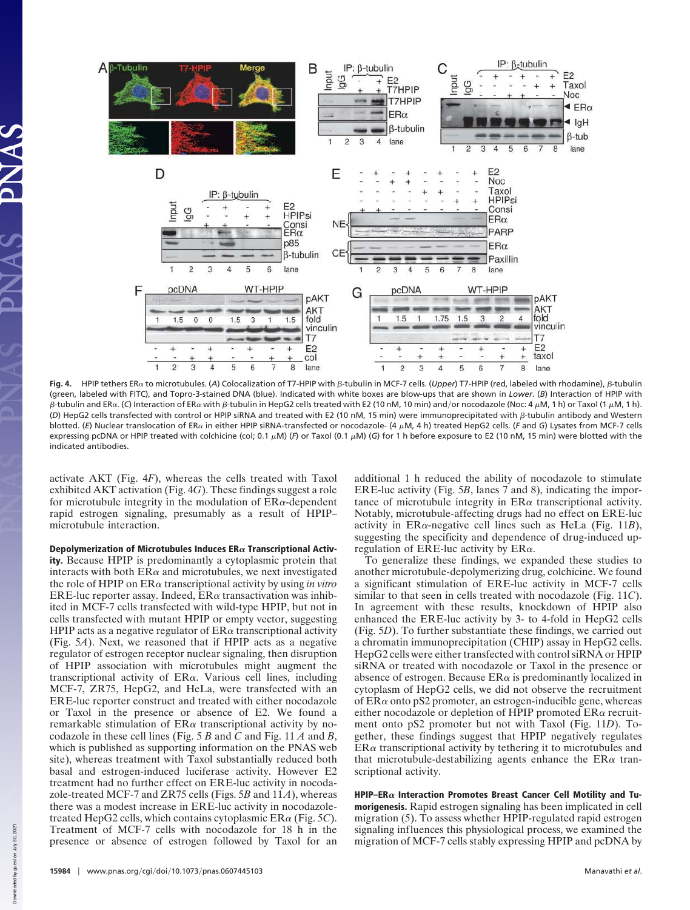**Fig. 4.** HPIP tethers ERα to microtubules. (*A*) Colocalization of T7-HPIP with β-tubulin in MCF-7 cells. (*Upper*) T7-HPIP (red, labeled with rhodamine), β-tubulin (green, labeled with FITC), and Topro-3-stained DNA (blue). Indicated with white boxes are blow-ups that are shown in *Lower*. (*B*) Interaction of HPIP with β-tubulin and ERα. (*C*) Interaction of ERα with β-tubulin in HepG2 cells treated with E2 (10 nM, 10 min) and/or nocodazole (Noc: 4 μM, 1 h) or Taxol (1 μM, 1 h). (*D*) HepG2 cells transfected with control or HPIP siRNA and treated with E2 (10 nM, 15 min) were immunoprecipitated with β-tubulin antibody and Western blotted. (*E*) Nuclear translocation of ERα in either HPIP siRNA-transfected or nocodazole- (4 μM, 4 h) treated HepG2 cells. (*F* and *G*) Lysates from MCF-7 cells expressing pcDNA or HPIP treated with colchicine (col; 0.1 μM) (*F*) or Taxol (0.1 μM) (*G*) for 1 h before exposure to E2 (10 nM, 15 min) were blotted with the indicated antibodies.

activate AKT (Fig. 4*F*), whereas the cells treated with Taxol exhibited AKT activation (Fig. 4*G*). These findings suggest a role for microtubule integrity in the modulation of ERα-dependent rapid estrogen signaling, presumably as a result of HPIP–microtubule interaction.

**Depolymerization of Microtubules Induces ERα Transcriptional Activity.** Because HPIP is predominantly a cytoplasmic protein that interacts with both ERα and microtubules, we next investigated the role of HPIP on ERα transcriptional activity by using *in vitro* ERE-luc reporter assay. Indeed, ERα transactivation was inhibited in MCF-7 cells transfected with wild-type HPIP, but not in cells transfected with mutant HPIP or empty vector, suggesting HPIP acts as a negative regulator of ERα transcriptional activity (Fig. 5*A*). Next, we reasoned that if HPIP acts as a negative regulator of estrogen receptor nuclear signaling, then disruption of HPIP association with microtubules might augment the transcriptional activity of ERα. Various cell lines, including MCF-7, ZR75, HepG2, and HeLa, were transfected with an ERE-luc reporter construct and treated with either nocodazole or Taxol in the presence or absence of E2. We found a remarkable stimulation of ERα transcriptional activity by nocodazole in these cell lines (Fig. 5 *B* and *C* and Fig. 11 *A* and *B*, which is published as supporting information on the PNAS web site), whereas treatment with Taxol substantially reduced both basal and estrogen-induced luciferase activity. However E2 treatment had no further effect on ERE-luc activity in nocodazole-treated MCF-7 and ZR75 cells (Figs. 5*B* and 11*A*), whereas there was a modest increase in ERE-luc activity in nocodazole-treated HepG2 cells, which contains cytoplasmic ERα (Fig. 5*C*). Treatment of MCF-7 cells with nocodazole for 18 h in the presence or absence of estrogen followed by Taxol for an additional 1 h reduced the ability of nocodazole to stimulate ERE-luc activity (Fig. 5*B*, lanes 7 and 8), indicating the importance of microtubule integrity in ERα transcriptional activity. Notably, microtubule-affecting drugs had no effect on ERE-luc activity in ERα-negative cell lines such as HeLa (Fig. 11*B*), suggesting the specificity and dependence of drug-induced upregulation of ERE-luc activity by ERα.

To generalize these findings, we expanded these studies to another microtubule-depolymerizing drug, colchicine. We found a significant stimulation of ERE-luc activity in MCF-7 cells similar to that seen in cells treated with nocodazole (Fig. 11*C*). In agreement with these results, knockdown of HPIP also enhanced the ERE-luc activity by 3- to 4-fold in HepG2 cells (Fig. 5*D*). To further substantiate these findings, we carried out a chromatin immunoprecipitation (CHIP) assay in HepG2 cells. HepG2 cells were either transfected with control siRNA or HPIP siRNA or treated with nocodazole or Taxol in the presence or absence of estrogen. Because ERα is predominantly localized in cytoplasm of HepG2 cells, we did not observe the recruitment of ERα onto pS2 promoter, an estrogen-inducible gene, whereas either nocodazole or depletion of HPIP promoted ERα recruitment onto pS2 promoter but not with Taxol (Fig. 11*D*). Together, these findings suggest that HPIP negatively regulates ERα transcriptional activity by tethering it to microtubules and that microtubule-destabilizing agents enhance the ERα transcriptional activity.

**HPIP–ERα Interaction Promotes Breast Cancer Cell Motility and Tumorigenesis.** Rapid estrogen signaling has been implicated in cell migration (5). To assess whether HPIP-regulated rapid estrogen signaling influences this physiological process, we examined the migration of MCF-7 cells stably expressing HPIP and pcDNA by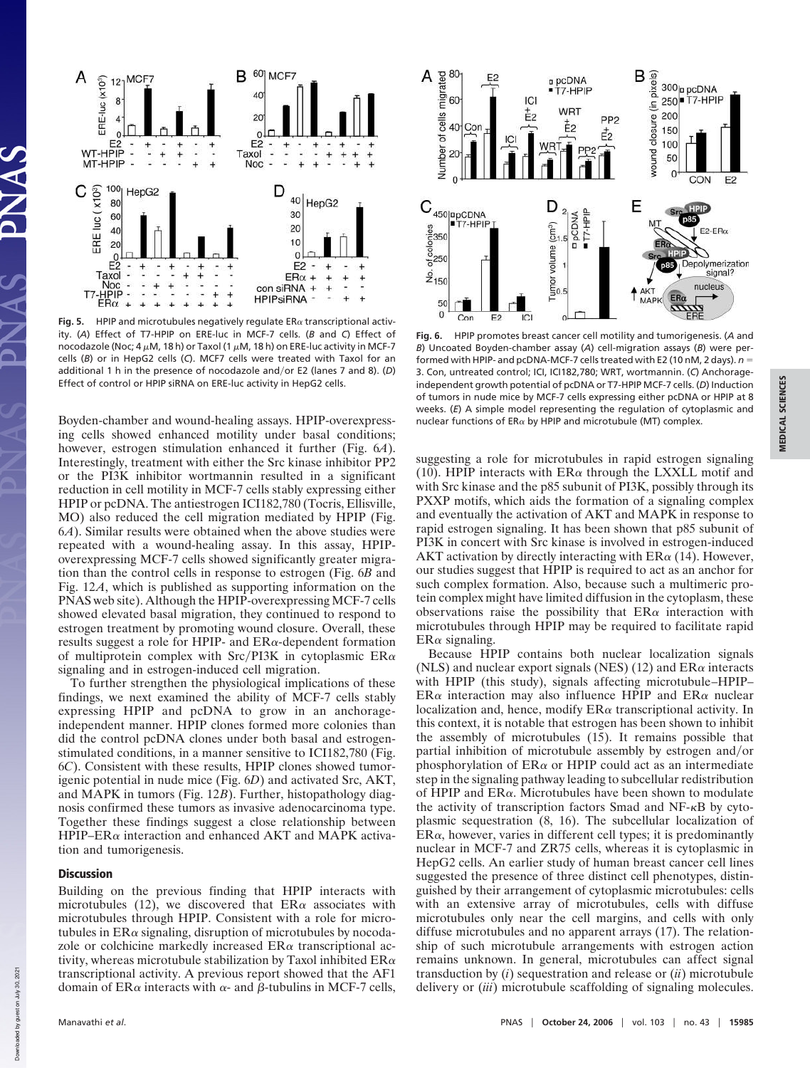**Fig. 5.** HPIP and microtubules negatively regulate ERα transcriptional activity. (*A*) Effect of T7-HPIP on ERE-luc in MCF-7 cells. (*B* and *C*) Effect of nocodazole (Noc; 4 μM, 18 h) or Taxol (1 μM, 18 h) on ERE-luc activity in MCF-7 cells (*B*) or in HepG2 cells (*C*). MCF7 cells were treated with Taxol for an additional 1 h in the presence of nocodazole and/or E2 (lanes 7 and 8). (*D*) Effect of control or HPIP siRNA on ERE-luc activity in HepG2 cells.

**Fig. 6.** HPIP promotes breast cancer cell motility and tumorigenesis. (*A* and *B*) Uncoated Boyden-chamber assay (*A*) cell-migration assays (*B*) were performed with HPIP- and pcDNA-MCF-7 cells treated with E2 (10 nM, 2 days). *n* = 3. Con, untreated control; ICI, ICI182,780; WRT, wortmannin. (*C*) Anchorage-independent growth potential of pcDNA or T7-HPIP MCF-7 cells. (*D*) Induction of tumors in nude mice by MCF-7 cells expressing either pcDNA or HPIP at 8 weeks. (*E*) A simple model representing the regulation of cytoplasmic and nuclear functions of ERα by HPIP and microtubule (MT) complex.

Boyden-chamber and wound-healing assays. HPIP-overexpressing cells showed enhanced motility under basal conditions; however, estrogen stimulation enhanced it further (Fig. 6*A*). Interestingly, treatment with either the Src kinase inhibitor PP2 or the PI3K inhibitor wortmannin resulted in a significant reduction in cell motility in MCF-7 cells stably expressing either HPIP or pcDNA. The antiestrogen ICI182,780 (Tocris, Ellisville, MO) also reduced the cell migration mediated by HPIP (Fig. 6*A*). Similar results were obtained when the above studies were repeated with a wound-healing assay. In this assay, HPIP-overexpressing MCF-7 cells showed significantly greater migration than the control cells in response to estrogen (Fig. 6*B* and Fig. 12*A*, which is published as supporting information on the PNAS web site). Although the HPIP-overexpressing MCF-7 cells showed elevated basal migration, they continued to respond to estrogen treatment by promoting wound closure. Overall, these results suggest a role for HPIP- and ERα-dependent formation of multiprotein complex with Src/PI3K in cytoplasmic ERα signaling and in estrogen-induced cell migration.

To further strengthen the physiological implications of these findings, we next examined the ability of MCF-7 cells stably expressing HPIP and pcDNA to grow in an anchorage-independent manner. HPIP clones formed more colonies than did the control pcDNA clones under both basal and estrogen-stimulated conditions, in a manner sensitive to ICI182,780 (Fig. 6*C*). Consistent with these results, HPIP clones showed tumorigenic potential in nude mice (Fig. 6*D*) and activated Src, AKT, and MAPK in tumors (Fig. 12*B*). Further, histopathology diagnosis confirmed these tumors as invasive adenocarcinoma type. Together these findings suggest a close relationship between HPIP–ERα interaction and enhanced AKT and MAPK activation and tumorigenesis.

## Discussion

Building on the previous finding that HPIP interacts with microtubules (12), we discovered that ERα associates with microtubules through HPIP. Consistent with a role for microtubules in ERα signaling, disruption of microtubules by nocodazole or colchicine markedly increased ERα transcriptional activity, whereas microtubule stabilization by Taxol inhibited ERα transcriptional activity. A previous report showed that the AF1 domain of ERα interacts with α- and β-tubulins in MCF-7 cells, suggesting a role for microtubules in rapid estrogen signaling (10). HPIP interacts with ERα through the LXXLL motif and with Src kinase and the p85 subunit of PI3K, possibly through its PXXP motifs, which aids the formation of a signaling complex and eventually the activation of AKT and MAPK in response to rapid estrogen signaling. It has been shown that p85 subunit of PI3K in concert with Src kinase is involved in estrogen-induced AKT activation by directly interacting with ERα (14). However, our studies suggest that HPIP is required to act as an anchor for such complex formation. Also, because such a multimeric protein complex might have limited diffusion in the cytoplasm, these observations raise the possibility that ERα interaction with microtubules through HPIP may be required to facilitate rapid ERα signaling.

Because HPIP contains both nuclear localization signals (NLS) and nuclear export signals (NES) (12) and ERα interacts with HPIP (this study), signals affecting microtubule–HPIP–ERα interaction may also influence HPIP and ERα nuclear localization and, hence, modify ERα transcriptional activity. In this context, it is notable that estrogen has been shown to inhibit the assembly of microtubules (15). It remains possible that partial inhibition of microtubule assembly by estrogen and/or phosphorylation of ERα or HPIP could act as an intermediate step in the signaling pathway leading to subcellular redistribution of HPIP and ERα. Microtubules have been shown to modulate the activity of transcription factors Smad and NF-κB by cytoplasmic sequestration (8, 16). The subcellular localization of ERα, however, varies in different cell types; it is predominantly nuclear in MCF-7 and ZR75 cells, whereas it is cytoplasmic in HepG2 cells. An earlier study of human breast cancer cell lines suggested the presence of three distinct cell phenotypes, distinguished by their arrangement of cytoplasmic microtubules: cells with an extensive array of microtubules, cells with diffuse microtubules only near the cell margins, and cells with only diffuse microtubules and no apparent arrays (17). The relationship of such microtubule arrangements with estrogen action remains unknown. In general, microtubules can affect signal transduction by (*i*) sequestration and release or (*ii*) microtubule delivery or (*iii*) microtubule scaffolding of signaling molecules.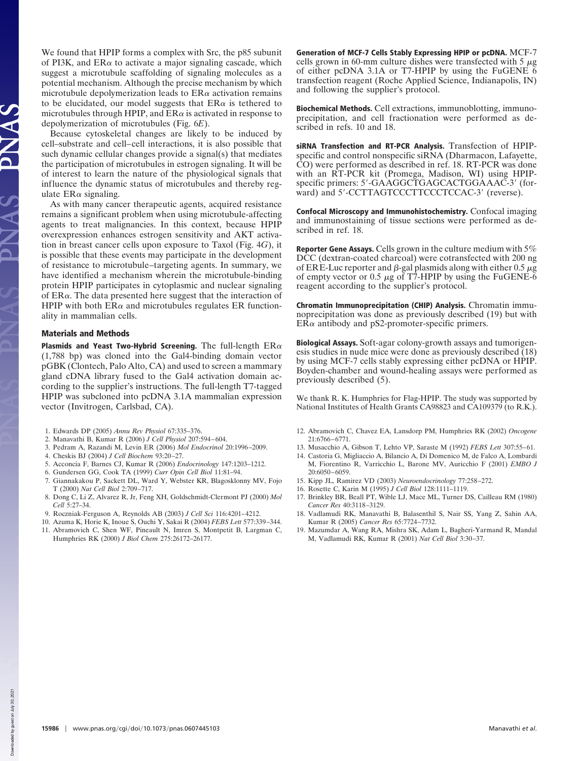We found that HPIP forms a complex with Src, the p85 subunit of PI3K, and ERα to activate a major signaling cascade, which suggest a microtubule scaffolding of signaling molecules as a potential mechanism. Although the precise mechanism by which microtubule depolymerization leads to ERα activation remains to be elucidated, our model suggests that ERα is tethered to microtubules through HPIP, and ERα is activated in response to depolymerization of microtubules (Fig. 6*E*).

Because cytoskeletal changes are likely to be induced by cell–substrate and cell–cell interactions, it is also possible that such dynamic cellular changes provide a signal(s) that mediates the participation of microtubules in estrogen signaling. It will be of interest to learn the nature of the physiological signals that influence the dynamic status of microtubules and thereby regulate ERα signaling.

As with many cancer therapeutic agents, acquired resistance remains a significant problem when using microtubule-affecting agents to treat malignancies. In this context, because HPIP overexpression enhances estrogen sensitivity and AKT activation in breast cancer cells upon exposure to Taxol (Fig. 4*G*), it is possible that these events may participate in the development of resistance to microtubule–targeting agents. In summary, we have identified a mechanism wherein the microtubule-binding protein HPIP participates in cytoplasmic and nuclear signaling of ERα. The data presented here suggest that the interaction of HPIP with both ERα and microtubules regulates ER functionality in mammalian cells.

## Materials and Methods

**Plasmids and Yeast Two-Hybrid Screening.** The full-length ERα (1,788 bp) was cloned into the Gal4-binding domain vector pGBK (Clontech, Palo Alto, CA) and used to screen a mammary gland cDNA library fused to the Gal4 activation domain according to the supplier's instructions. The full-length T7-tagged HPIP was subcloned into pcDNA 3.1A mammalian expression vector (Invitrogen, Carlsbad, CA).

**Generation of MCF-7 Cells Stably Expressing HPIP or pcDNA.** MCF-7 cells grown in 60-mm culture dishes were transfected with 5 μg of either pcDNA 3.1A or T7-HPIP by using the FuGENE 6 transfection reagent (Roche Applied Science, Indianapolis, IN) and following the supplier's protocol.

**Biochemical Methods.** Cell extractions, immunoblotting, immunoprecipitation, and cell fractionation were performed as described in refs. 10 and 18.

**siRNA Transfection and RT-PCR Analysis.** Transfection of HPIP-specific and control nonspecific siRNA (Dharmacon, Lafayette, CO) were performed as described in ref. 18. RT-PCR was done with an RT-PCR kit (Promega, Madison, WI) using HPIP-specific primers: 5′-GAAGGCTGAGCACTGGAAAC-3′ (forward) and 5′-CCTTAGTCCCTTCCCTCCAC-3′ (reverse).

**Confocal Microscopy and Immunohistochemistry.** Confocal imaging and immunostaining of tissue sections were performed as described in ref. 18.

**Reporter Gene Assays.** Cells grown in the culture medium with 5% DCC (dextran-coated charcoal) were cotransfected with 200 ng of ERE-Luc reporter and β-gal plasmids along with either 0.5 μg of empty vector or 0.5 μg of T7-HPIP by using the FuGENE-6 reagent according to the supplier's protocol.

**Chromatin Immunoprecipitation (ChIP) Analysis.** Chromatin immunoprecipitation was done as previously described (19) but with ERα antibody and pS2-promoter-specific primers.

**Biological Assays.** Soft-agar colony-growth assays and tumorigenesis studies in nude mice were done as previously described (18) by using MCF-7 cells stably expressing either pcDNA or HPIP. Boyden-chamber and wound-healing assays were performed as previously described (5).

We thank R. K. Humphries for Flag-HPIP. The study was supported by National Institutes of Health Grants CA98823 and CA109379 (to R.K.).

1. Edwards DP (2005) *Annu Rev Physiol* 67:335–376.
2. Manavathi B, Kumar R (2006) *J Cell Physiol* 207:594–604.
3. Pedram A, Razandi M, Levin ER (2006) *Mol Endocrinol* 20:1996–2009.
4. Cheskis BJ (2004) *J Cell Biochem* 93:20–27.
5. Acconcia F, Barnes CJ, Kumar R (2006) *Endocrinology* 147:1203–1212.
6. Gundersen GG, Cook TA (1999) *Curr Opin Cell Biol* 11:81–94.
7. Giannakakou P, Sackett DL, Ward Y, Webster KR, Blagosklonny MV, Fojo T (2000) *Nat Cell Biol* 2:709–717.
8. Dong C, Li Z, Alvarez R, Jr, Feng XH, Goldschmidt-Clermont PJ (2000) *Mol Cell* 5:27–34.
9. Roczniak-Ferguson A, Reynolds AB (2003) *J Cell Sci* 116:4201–4212.
10. Azuma K, Horie K, Inoue S, Ouchi Y, Sakai R (2004) *FEBS Lett* 577:339–344.
11. Abramovich C, Shen WF, Pineault N, Imren S, Montpetit B, Largman C, Humphries RK (2000) *J Biol Chem* 275:26172–26177.
12. Abramovich C, Chavez EA, Lansdorp PM, Humphries RK (2002) *Oncogene* 21:6766–6771.
13. Musacchio A, Gibson T, Lehto VP, Saraste M (1992) *FEBS Lett* 307:55–61.
14. Castoria G, Migliaccio A, Bilancio A, Di Domenico M, de Falco A, Lombardi M, Fiorentino R, Varricchio L, Barone MV, Auricchio F (2001) *EMBO J* 20:6050–6059.
15. Kipp JL, Ramirez VD (2003) *Neuroendocrinology* 77:258–272.
16. Rosette C, Karin M (1995) *J Cell Biol* 128:1111–1119.
17. Brinkley BR, Beall PT, Wible LJ, Mace ML, Turner DS, Cailleau RM (1980) *Cancer Res* 40:3118–3129.
18. Vadlamudi RK, Manavathi B, Balasenthil S, Nair SS, Yang Z, Sahin AA, Kumar R (2005) *Cancer Res* 65:7724–7732.
19. Mazumdar A, Wang RA, Mishra SK, Adam L, Bagheri-Yarmand R, Mandal M, Vadlamudi RK, Kumar R (2001) *Nat Cell Biol* 3:30–37.